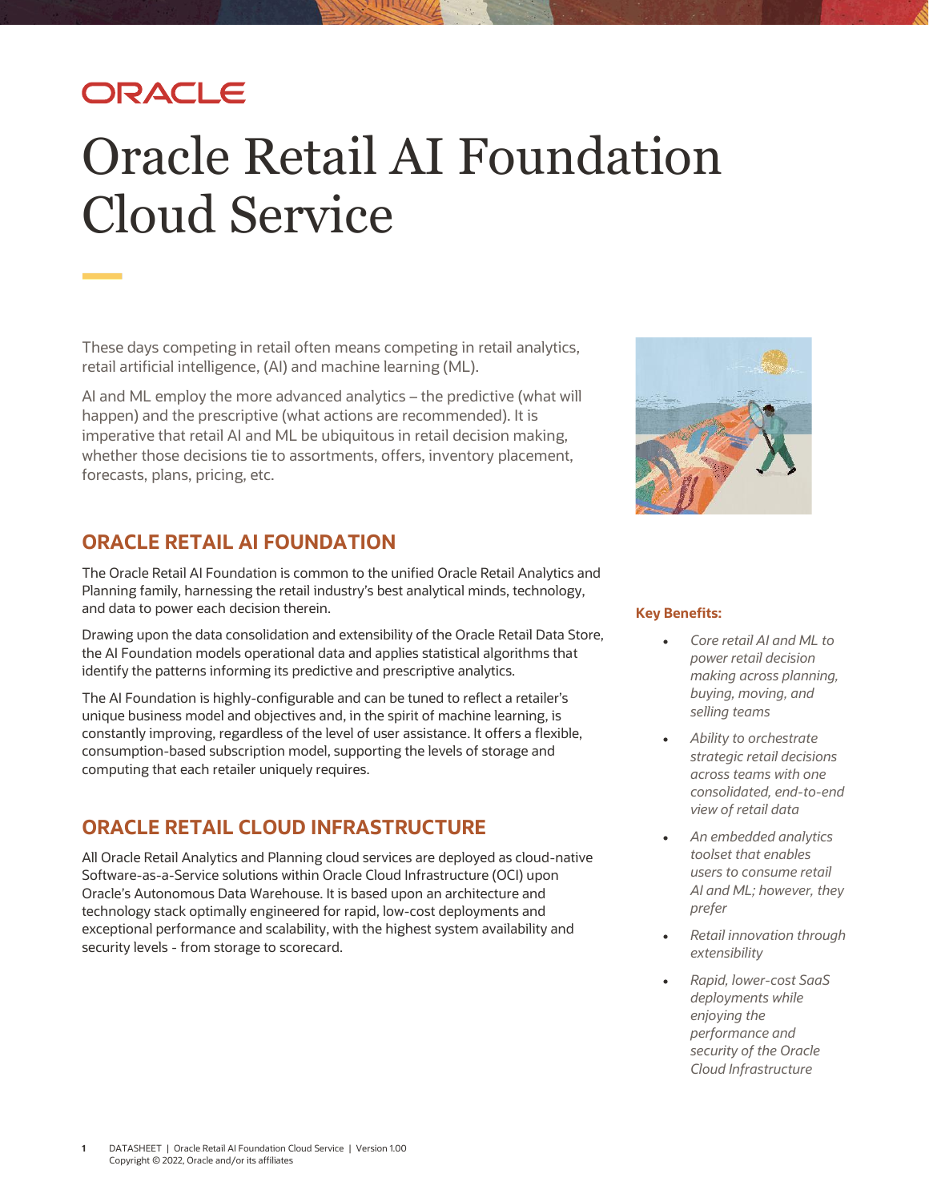# Oracle Retail AI Foundation Cloud Service

These days competing in retail often means competing in retail analytics, retail artificial intelligence, (AI) and machine learning (ML).

AI and ML employ the more advanced analytics – the predictive (what will happen) and the prescriptive (what actions are recommended). It is imperative that retail AI and ML be ubiquitous in retail decision making, whether those decisions tie to assortments, offers, inventory placement, forecasts, plans, pricing, etc.

## ORACLE RETAIL AI FOUNDATION

The Oracle Retail AI Foundation is common to the unified Oracle Retail Analytics and Planning family, harnessing the retail industry's best analytical minds, technology, and data to power each decision therein.

Drawing upon the data consolidation and extensibility of the Oracle Retail Data Store, the AI Foundation models operational data and applies statistical algorithms that identify the patterns informing its predictive and prescriptive analytics.

The AI Foundation is highly-configurable and can be tuned to reflect a retailer's unique business model and objectives and, in the spirit of machine learning, is constantly improving, regardless of the level of user assistance. It offers a flexible, consumption-based subscription model, supporting the levels of storage and computing that each retailer uniquely requires.

## ORACLE RETAIL CLOUD INFRASTRUCTURE

All Oracle Retail Analytics and Planning cloud services are deployed as cloud-native Software-as-a-Service solutions within Oracle Cloud Infrastructure (OCI) upon Oracle's Autonomous Data Warehouse. It is based upon an architecture and technology stack optimally engineered for rapid, low-cost deployments and exceptional performance and scalability, with the highest system availability and security levels - from storage to scorecard.

**Key Benefits:**

- *Core retail AI and ML to power retail decision making across planning, buying, moving, and selling teams*
- *Ability to orchestrate strategic retail decisions across teams with one consolidated, end-to-end view of retail data*
- *An embedded analytics toolset that enables users to consume retail AI and ML; however, they prefer*
- *Retail innovation through extensibility*
- *Rapid, lower-cost SaaS deployments while enjoying the performance and security of the Oracle Cloud Infrastructure*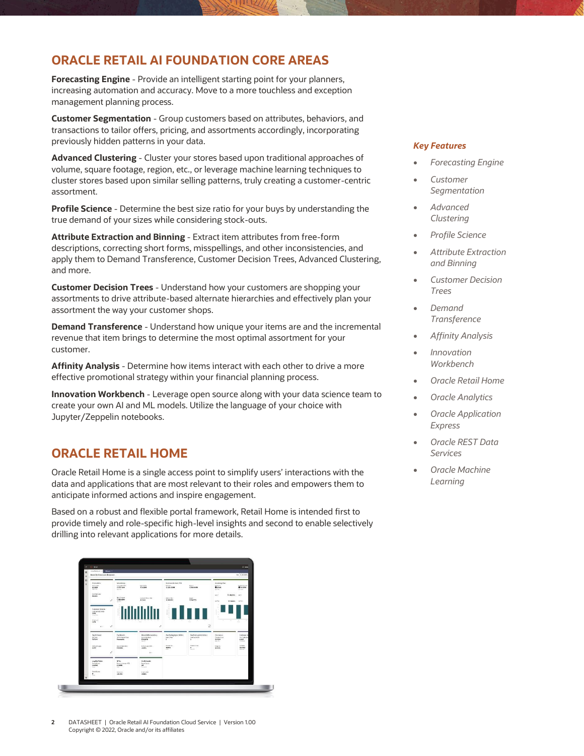## ORACLE RETAIL AI FOUNDATION CORE AREAS

**Forecasting Engine** - Provide an intelligent starting point for your planners, increasing automation and accuracy. Move to a more touchless and exception management planning process.

**Customer Segmentation** - Group customers based on attributes, behaviors, and transactions to tailor offers, pricing, and assortments accordingly, incorporating previously hidden patterns in your data.

**Advanced Clustering** - Cluster your stores based upon traditional approaches of volume, square footage, region, etc., or leverage machine learning techniques to cluster stores based upon similar selling patterns, truly creating a customer-centric assortment.

**Profile Science** - Determine the best size ratio for your buys by understanding the true demand of your sizes while considering stock-outs.

**Attribute Extraction and Binning** - Extract item attributes from free-form descriptions, correcting short forms, misspellings, and other inconsistencies, and apply them to Demand Transference, Customer Decision Trees, Advanced Clustering, and more.

**Customer Decision Trees** - Understand how your customers are shopping your assortments to drive attribute-based alternate hierarchies and effectively plan your assortment the way your customer shops.

**Demand Transference** - Understand how unique your items are and the incremental revenue that item brings to determine the most optimal assortment for your customer.

**Affinity Analysis** - Determine how items interact with each other to drive a more effective promotional strategy within your financial planning process.

**Innovation Workbench** - Leverage open source along with your data science team to create your own AI and ML models. Utilize the language of your choice with Jupyter/Zeppelin notebooks.

## ORACLE RETAIL HOME

Oracle Retail Home is a single access point to simplify users' interactions with the data and applications that are most relevant to their roles and empowers them to anticipate informed actions and inspire engagement.

Based on a robust and flexible portal framework, Retail Home is intended first to provide timely and role-specific high-level insights and second to enable selectively drilling into relevant applications for more details.

***Key Features***

- *Forecasting Engine*
- *Customer Segmentation*
- *Advanced Clustering*
- *Profile Science*
- *Attribute Extraction and Binning*
- *Customer Decision Trees*
- *Demand Transference*
- *Affinity Analysis*
- *Innovation Workbench*
- *Oracle Retail Home*
- *Oracle Analytics*
- *Oracle Application Express*
- *Oracle REST Data Services*
- *Oracle Machine Learning*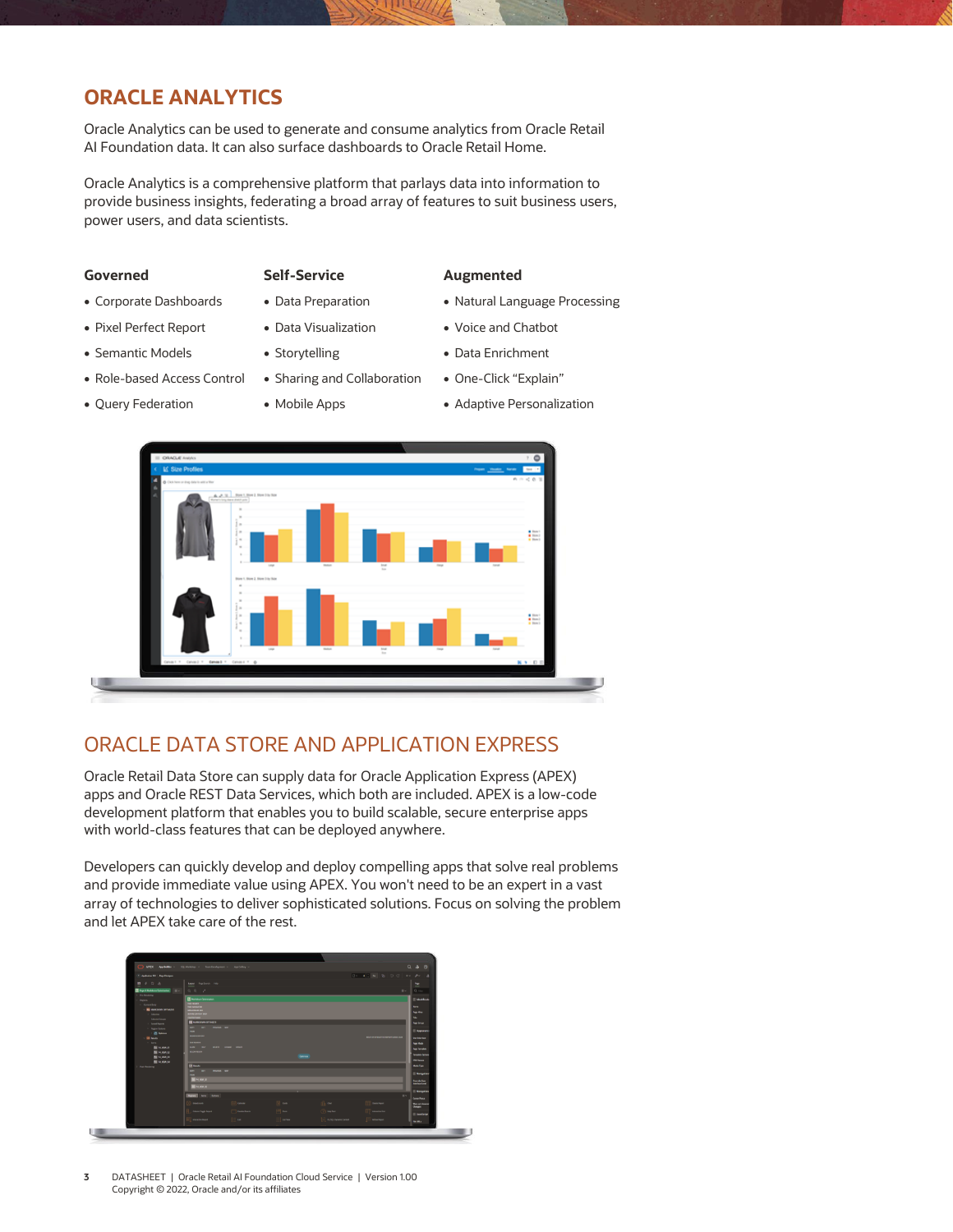## ORACLE ANALYTICS

Oracle Analytics can be used to generate and consume analytics from Oracle Retail AI Foundation data. It can also surface dashboards to Oracle Retail Home.

Oracle Analytics is a comprehensive platform that parlays data into information to provide business insights, federating a broad array of features to suit business users, power users, and data scientists.

### Governed

- Corporate Dashboards
- Pixel Perfect Report
- Semantic Models
- Role-based Access Control
- Query Federation

### Self-Service

- Data Preparation
- Data Visualization
- Storytelling
- Sharing and Collaboration
- Mobile Apps

### Augmented

- Natural Language Processing
- Voice and Chatbot
- Data Enrichment
- One-Click "Explain"
- Adaptive Personalization

## ORACLE DATA STORE AND APPLICATION EXPRESS

Oracle Retail Data Store can supply data for Oracle Application Express (APEX) apps and Oracle REST Data Services, which both are included. APEX is a low-code development platform that enables you to build scalable, secure enterprise apps with world-class features that can be deployed anywhere.

Developers can quickly develop and deploy compelling apps that solve real problems and provide immediate value using APEX. You won't need to be an expert in a vast array of technologies to deliver sophisticated solutions. Focus on solving the problem and let APEX take care of the rest.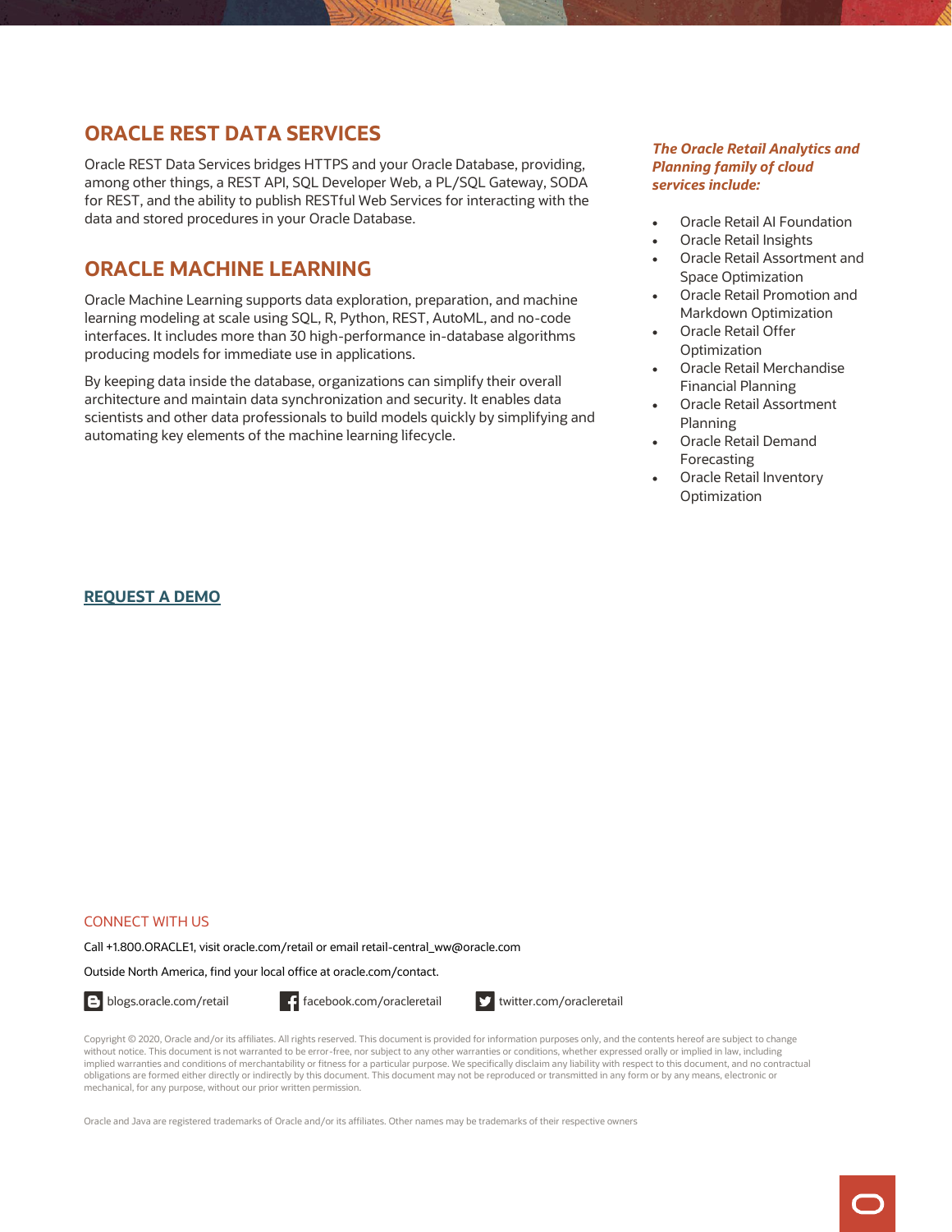## ORACLE REST DATA SERVICES

Oracle REST Data Services bridges HTTPS and your Oracle Database, providing, among other things, a REST API, SQL Developer Web, a PL/SQL Gateway, SODA for REST, and the ability to publish RESTful Web Services for interacting with the data and stored procedures in your Oracle Database.

## ORACLE MACHINE LEARNING

Oracle Machine Learning supports data exploration, preparation, and machine learning modeling at scale using SQL, R, Python, REST, AutoML, and no-code interfaces. It includes more than 30 high-performance in-database algorithms producing models for immediate use in applications.

By keeping data inside the database, organizations can simplify their overall architecture and maintain data synchronization and security. It enables data scientists and other data professionals to build models quickly by simplifying and automating key elements of the machine learning lifecycle.

***The Oracle Retail Analytics and Planning family of cloud services include:***

- Oracle Retail AI Foundation
- Oracle Retail Insights
- Oracle Retail Assortment and Space Optimization
- Oracle Retail Promotion and Markdown Optimization
- Oracle Retail Offer Optimization
- Oracle Retail Merchandise Financial Planning
- Oracle Retail Assortment Planning
- Oracle Retail Demand Forecasting
- Oracle Retail Inventory Optimization

**REQUEST A DEMO**

CONNECT WITH US

Call +1.800.ORACLE1, visit oracle.com/retail or email retail-central_ww@oracle.com

Outside North America, find your local office at oracle.com/contact.

blogs.oracle.com/retail    facebook.com/oracleretail    twitter.com/oracleretail

Copyright © 2020, Oracle and/or its affiliates. All rights reserved. This document is provided for information purposes only, and the contents hereof are subject to change without notice. This document is not warranted to be error-free, nor subject to any other warranties or conditions, whether expressed orally or implied in law, including implied warranties and conditions of merchantability or fitness for a particular purpose. We specifically disclaim any liability with respect to this document, and no contractual obligations are formed either directly or indirectly by this document. This document may not be reproduced or transmitted in any form or by any means, electronic or mechanical, for any purpose, without our prior written permission.

Oracle and Java are registered trademarks of Oracle and/or its affiliates. Other names may be trademarks of their respective owners